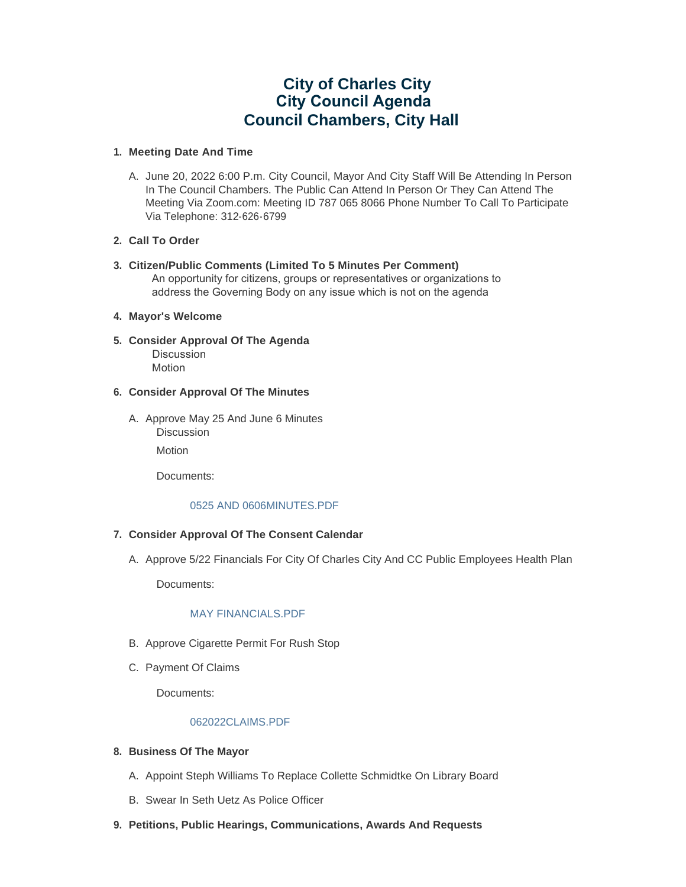# City of Charles City
# City Council Agenda
# Council Chambers, City Hall

1. **Meeting Date And Time**

   A. June 20, 2022 6:00 P.m. City Council, Mayor And City Staff Will Be Attending In Person In The Council Chambers. The Public Can Attend In Person Or They Can Attend The Meeting Via Zoom.com: Meeting ID 787 065 8066 Phone Number To Call To Participate Via Telephone: 312-626-6799

2. **Call To Order**

3. **Citizen/Public Comments (Limited To 5 Minutes Per Comment)**
   An opportunity for citizens, groups or representatives or organizations to address the Governing Body on any issue which is not on the agenda

4. **Mayor's Welcome**

5. **Consider Approval Of The Agenda**
   Discussion
   Motion

6. **Consider Approval Of The Minutes**

   A. Approve May 25 And June 6 Minutes
      Discussion

      Motion

      Documents:

      0525 AND 0606MINUTES.PDF

7. **Consider Approval Of The Consent Calendar**

   A. Approve 5/22 Financials For City Of Charles City And CC Public Employees Health Plan

      Documents:

      MAY FINANCIALS.PDF

   B. Approve Cigarette Permit For Rush Stop

   C. Payment Of Claims

      Documents:

      062022CLAIMS.PDF

8. **Business Of The Mayor**

   A. Appoint Steph Williams To Replace Collette Schmidtke On Library Board

   B. Swear In Seth Uetz As Police Officer

9. **Petitions, Public Hearings, Communications, Awards And Requests**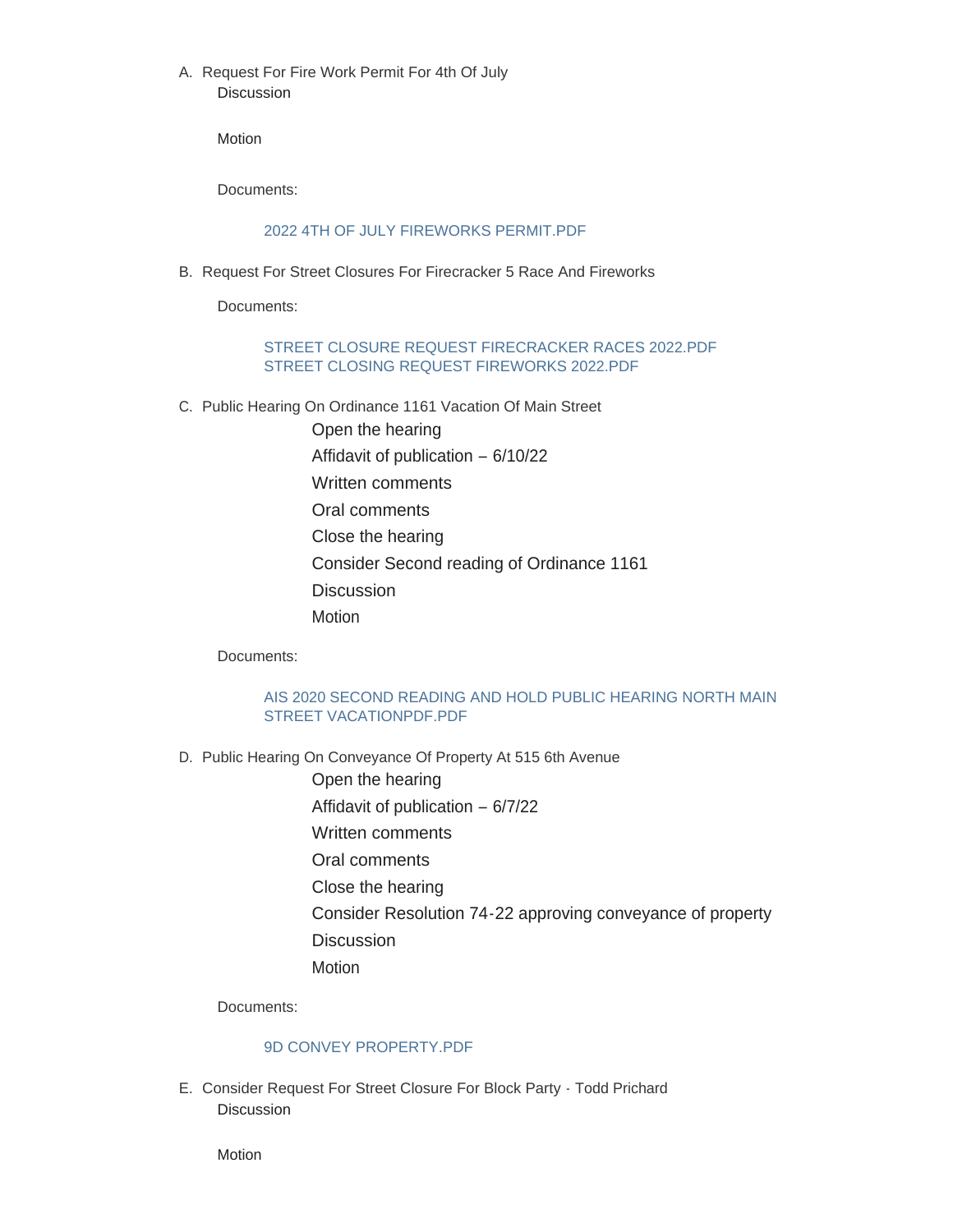A. Request For Fire Work Permit For 4th Of July

   Discussion

   Motion

   Documents:

   [2022 4TH OF JULY FIREWORKS PERMIT.PDF]

B. Request For Street Closures For Firecracker 5 Race And Fireworks

   Documents:

   [STREET CLOSURE REQUEST FIRECRACKER RACES 2022.PDF]
   [STREET CLOSING REQUEST FIREWORKS 2022.PDF]

C. Public Hearing On Ordinance 1161 Vacation Of Main Street

   Open the hearing
   Affidavit of publication – 6/10/22
   Written comments
   Oral comments
   Close the hearing
   Consider Second reading of Ordinance 1161
   Discussion
   Motion

   Documents:

   [AIS 2020 SECOND READING AND HOLD PUBLIC HEARING NORTH MAIN STREET VACATIONPDF.PDF]

D. Public Hearing On Conveyance Of Property At 515 6th Avenue

   Open the hearing
   Affidavit of publication – 6/7/22
   Written comments
   Oral comments
   Close the hearing
   Consider Resolution 74-22 approving conveyance of property
   Discussion
   Motion

   Documents:

   [9D CONVEY PROPERTY.PDF]

E. Consider Request For Street Closure For Block Party - Todd Prichard

   Discussion

   Motion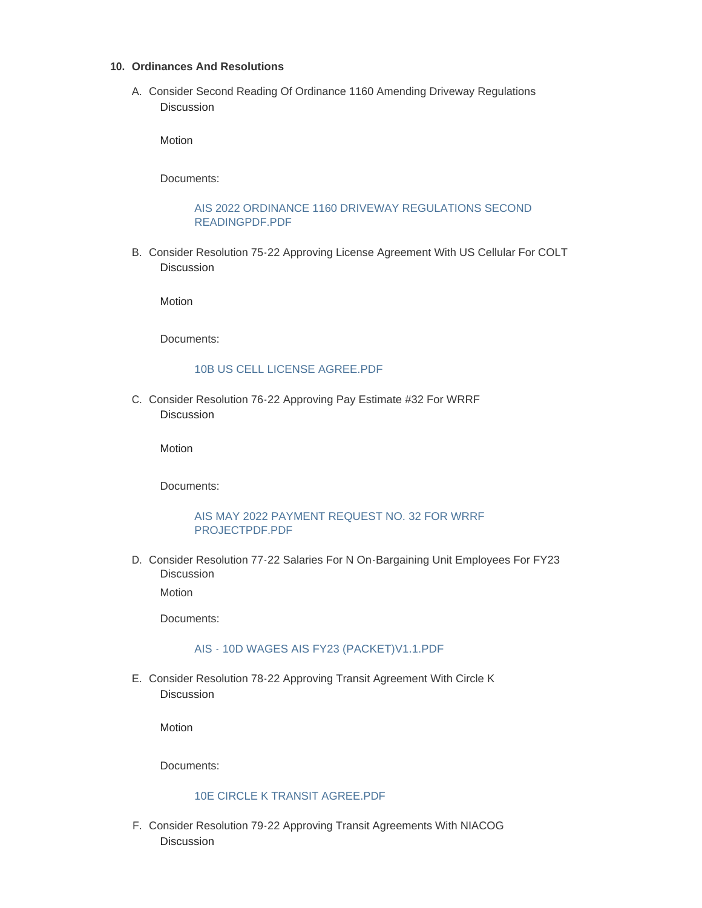## 10. Ordinances And Resolutions

A. Consider Second Reading Of Ordinance 1160 Amending Driveway Regulations

Discussion

Motion

Documents:

AIS 2022 ORDINANCE 1160 DRIVEWAY REGULATIONS SECOND READINGPDF.PDF

B. Consider Resolution 75-22 Approving License Agreement With US Cellular For COLT

Discussion

Motion

Documents:

10B US CELL LICENSE AGREE.PDF

C. Consider Resolution 76-22 Approving Pay Estimate #32 For WRRF

Discussion

Motion

Documents:

AIS MAY 2022 PAYMENT REQUEST NO. 32 FOR WRRF PROJECTPDF.PDF

D. Consider Resolution 77-22 Salaries For N On-Bargaining Unit Employees For FY23

Discussion

Motion

Documents:

AIS - 10D WAGES AIS FY23 (PACKET)V1.1.PDF

E. Consider Resolution 78-22 Approving Transit Agreement With Circle K

Discussion

Motion

Documents:

10E CIRCLE K TRANSIT AGREE.PDF

F. Consider Resolution 79-22 Approving Transit Agreements With NIACOG

Discussion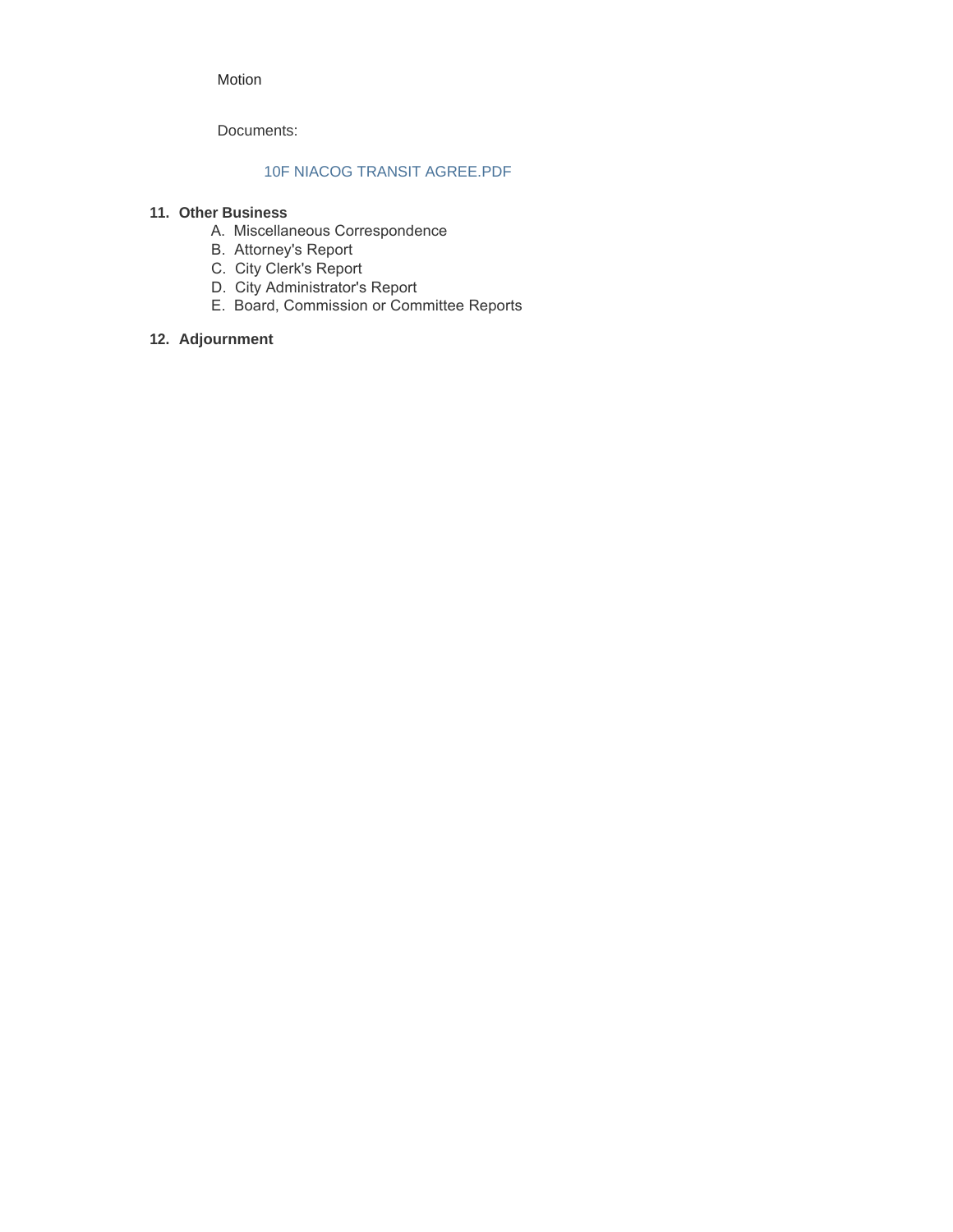Motion

Documents:

10F NIACOG TRANSIT AGREE.PDF

**11. Other Business**

A. Miscellaneous Correspondence
B. Attorney's Report
C. City Clerk's Report
D. City Administrator's Report
E. Board, Commission or Committee Reports

**12. Adjournment**